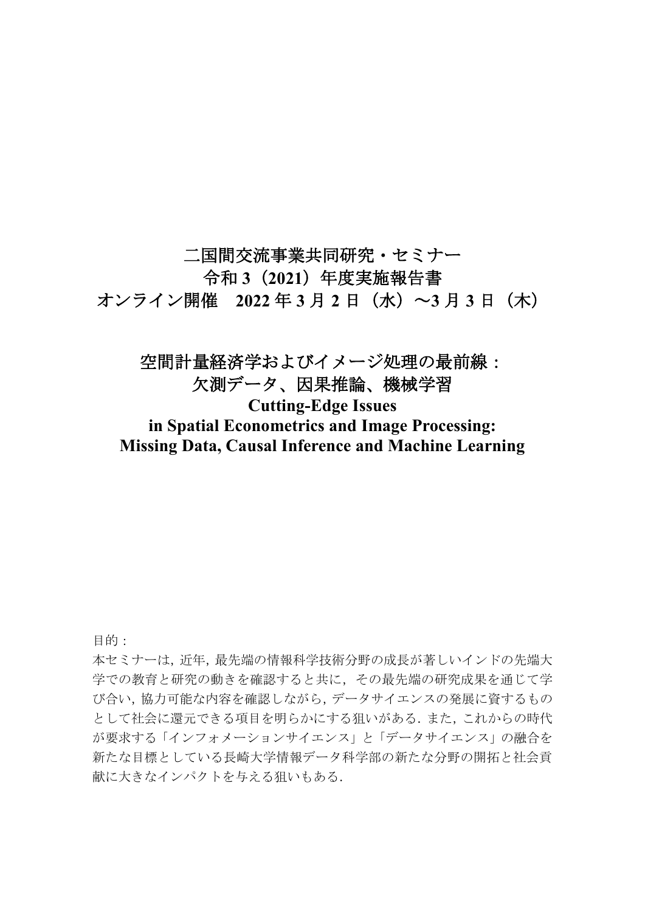# 二国間交流事業共同研究・セミナー
# 令和 3（2021）年度実施報告書
# オンライン開催　2022 年 3 月 2 日（水）～3 月 3 日（木）

## 空間計量経済学およびイメージ処理の最前線：
## 欠測データ、因果推論、機械学習
## Cutting-Edge Issues in Spatial Econometrics and Image Processing: Missing Data, Causal Inference and Machine Learning

目的：

本セミナーは，近年，最先端の情報科学技術分野の成長が著しいインドの先端大学での教育と研究の動きを確認すると共に，その最先端の研究成果を通じて学び合い，協力可能な内容を確認しながら，データサイエンスの発展に資するものとして社会に還元できる項目を明らかにする狙いがある．また，これからの時代が要求する「インフォメーションサイエンス」と「データサイエンス」の融合を新たな目標としている長崎大学情報データ科学部の新たな分野の開拓と社会貢献に大きなインパクトを与える狙いもある．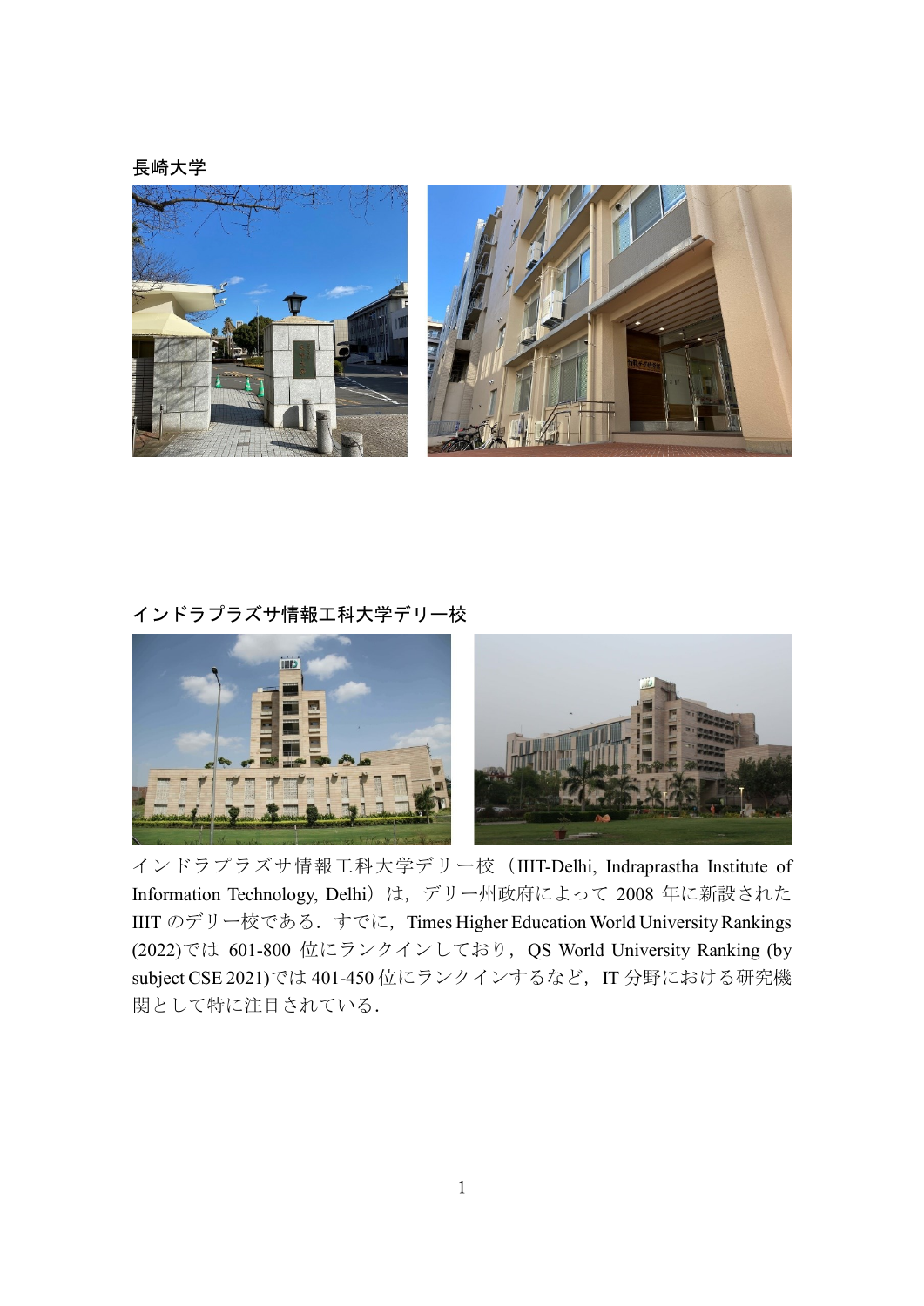長崎大学

インドラプラズサ情報工科大学デリー校

インドラプラズサ情報工科大学デリー校（IIIT-Delhi, Indraprastha Institute of Information Technology, Delhi）は，デリー州政府によって 2008 年に新設された IIIT のデリー校である．すでに，Times Higher Education World University Rankings (2022)では 601-800 位にランクインしており，QS World University Ranking (by subject CSE 2021)では 401-450 位にランクインするなど，IT 分野における研究機関として特に注目されている．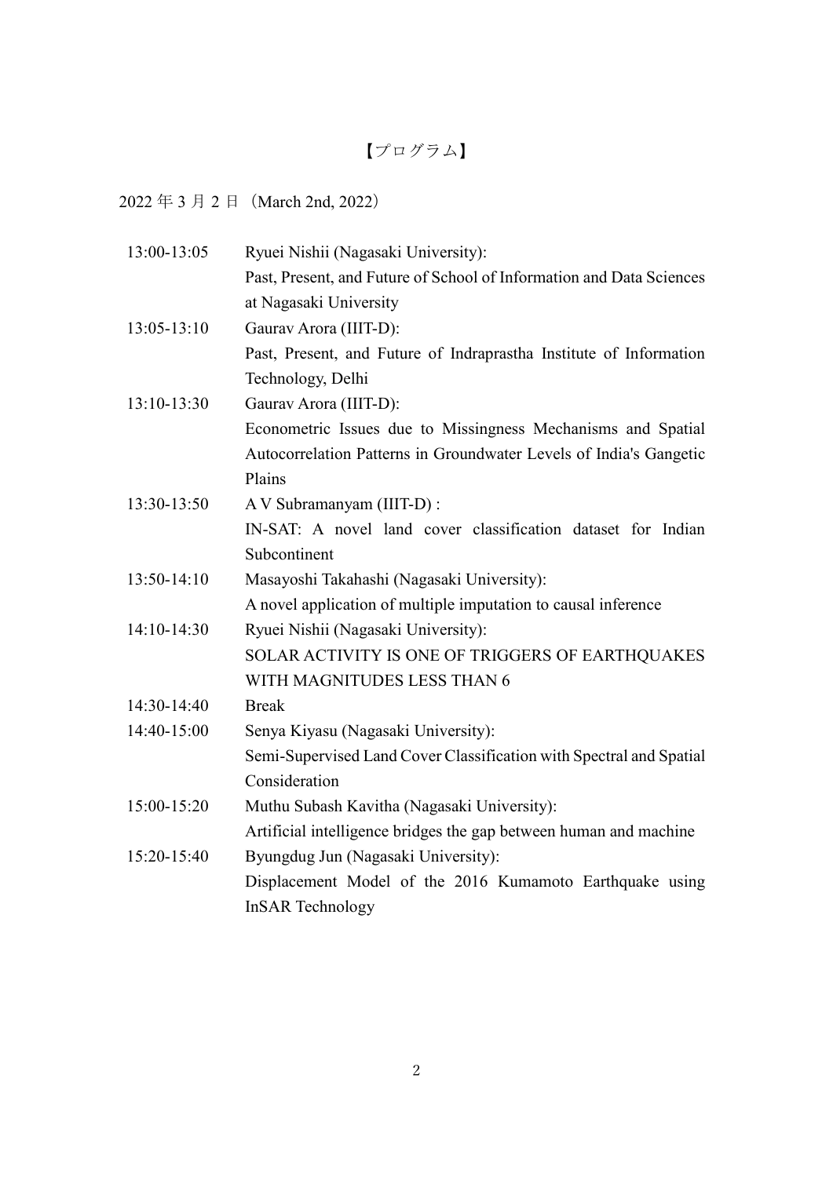# 【プログラム】

2022 年 3 月 2 日（March 2nd, 2022）

| | |
|---|---|
| 13:00-13:05 | Ryuei Nishii (Nagasaki University):<br>Past, Present, and Future of School of Information and Data Sciences at Nagasaki University |
| 13:05-13:10 | Gaurav Arora (IIIT-D):<br>Past, Present, and Future of Indraprastha Institute of Information Technology, Delhi |
| 13:10-13:30 | Gaurav Arora (IIIT-D):<br>Econometric Issues due to Missingness Mechanisms and Spatial Autocorrelation Patterns in Groundwater Levels of India's Gangetic Plains |
| 13:30-13:50 | A V Subramanyam (IIIT-D) :<br>IN-SAT: A novel land cover classification dataset for Indian Subcontinent |
| 13:50-14:10 | Masayoshi Takahashi (Nagasaki University):<br>A novel application of multiple imputation to causal inference |
| 14:10-14:30 | Ryuei Nishii (Nagasaki University):<br>SOLAR ACTIVITY IS ONE OF TRIGGERS OF EARTHQUAKES WITH MAGNITUDES LESS THAN 6 |
| 14:30-14:40 | Break |
| 14:40-15:00 | Senya Kiyasu (Nagasaki University):<br>Semi-Supervised Land Cover Classification with Spectral and Spatial Consideration |
| 15:00-15:20 | Muthu Subash Kavitha (Nagasaki University):<br>Artificial intelligence bridges the gap between human and machine |
| 15:20-15:40 | Byungdug Jun (Nagasaki University):<br>Displacement Model of the 2016 Kumamoto Earthquake using InSAR Technology |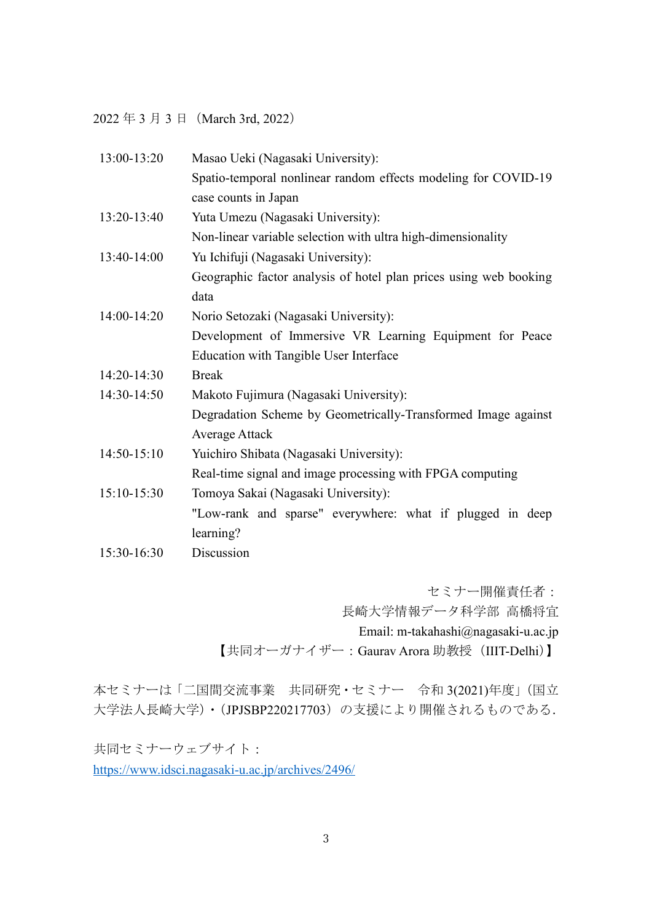2022 年 3 月 3 日（March 3rd, 2022）

| | |
|---|---|
| 13:00-13:20 | Masao Ueki (Nagasaki University):<br>Spatio-temporal nonlinear random effects modeling for COVID-19 case counts in Japan |
| 13:20-13:40 | Yuta Umezu (Nagasaki University):<br>Non-linear variable selection with ultra high-dimensionality |
| 13:40-14:00 | Yu Ichifuji (Nagasaki University):<br>Geographic factor analysis of hotel plan prices using web booking data |
| 14:00-14:20 | Norio Setozaki (Nagasaki University):<br>Development of Immersive VR Learning Equipment for Peace Education with Tangible User Interface |
| 14:20-14:30 | Break |
| 14:30-14:50 | Makoto Fujimura (Nagasaki University):<br>Degradation Scheme by Geometrically-Transformed Image against Average Attack |
| 14:50-15:10 | Yuichiro Shibata (Nagasaki University):<br>Real-time signal and image processing with FPGA computing |
| 15:10-15:30 | Tomoya Sakai (Nagasaki University):<br>"Low-rank and sparse" everywhere: what if plugged in deep learning? |
| 15:30-16:30 | Discussion |

セミナー開催責任者：
長崎大学情報データ科学部 高橋将宜
Email: m-takahashi@nagasaki-u.ac.jp
【共同オーガナイザー：Gaurav Arora 助教授（IIIT-Delhi）】

本セミナーは「二国間交流事業　共同研究・セミナー　令和 3(2021)年度」(国立大学法人長崎大学)・(JPJSBP220217703) の支援により開催されるものである.

共同セミナーウェブサイト：
https://www.idsci.nagasaki-u.ac.jp/archives/2496/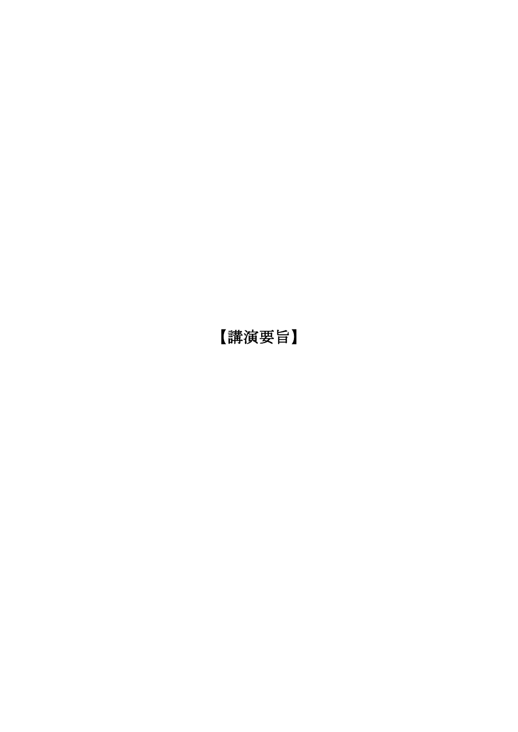# 【講演要旨】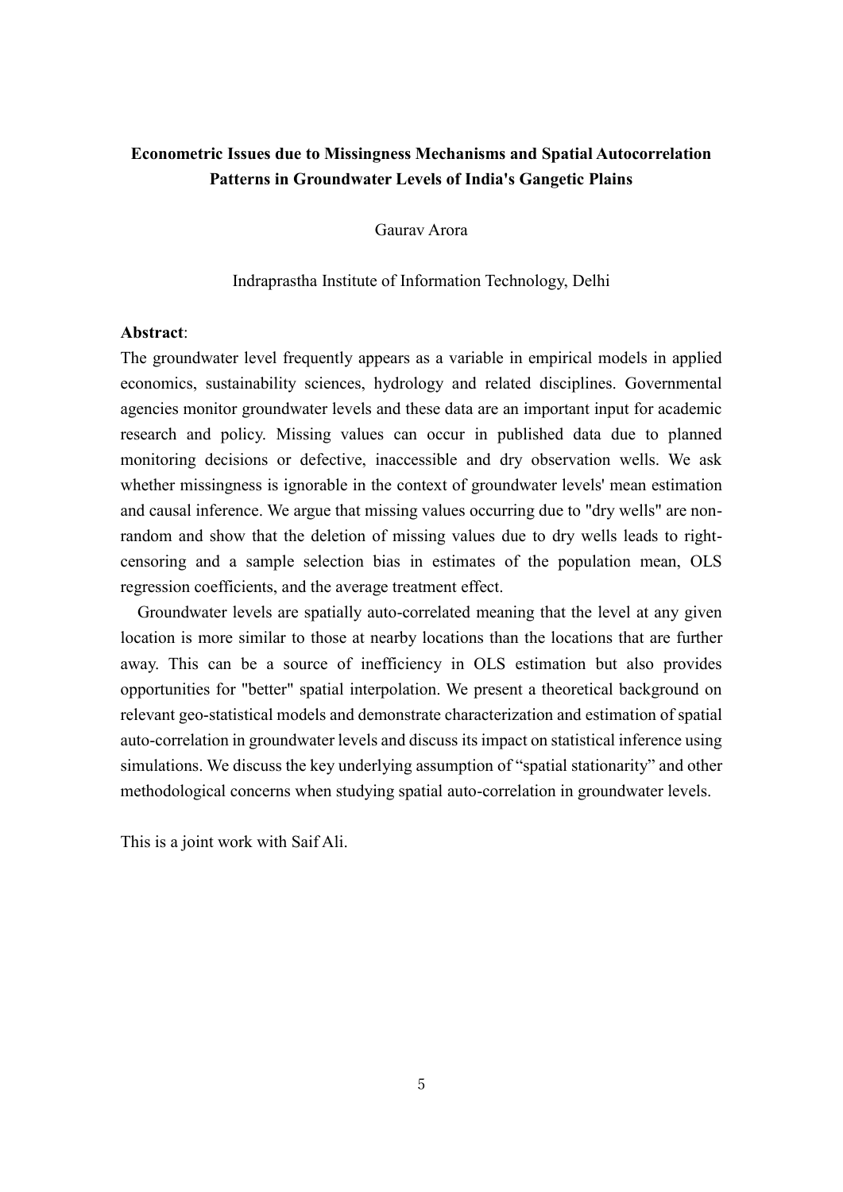**Econometric Issues due to Missingness Mechanisms and Spatial Autocorrelation Patterns in Groundwater Levels of India's Gangetic Plains**

Gaurav Arora

Indraprastha Institute of Information Technology, Delhi

**Abstract**:

The groundwater level frequently appears as a variable in empirical models in applied economics, sustainability sciences, hydrology and related disciplines. Governmental agencies monitor groundwater levels and these data are an important input for academic research and policy. Missing values can occur in published data due to planned monitoring decisions or defective, inaccessible and dry observation wells. We ask whether missingness is ignorable in the context of groundwater levels' mean estimation and causal inference. We argue that missing values occurring due to "dry wells" are non-random and show that the deletion of missing values due to dry wells leads to right-censoring and a sample selection bias in estimates of the population mean, OLS regression coefficients, and the average treatment effect.

Groundwater levels are spatially auto-correlated meaning that the level at any given location is more similar to those at nearby locations than the locations that are further away. This can be a source of inefficiency in OLS estimation but also provides opportunities for "better" spatial interpolation. We present a theoretical background on relevant geo-statistical models and demonstrate characterization and estimation of spatial auto-correlation in groundwater levels and discuss its impact on statistical inference using simulations. We discuss the key underlying assumption of "spatial stationarity" and other methodological concerns when studying spatial auto-correlation in groundwater levels.

This is a joint work with Saif Ali.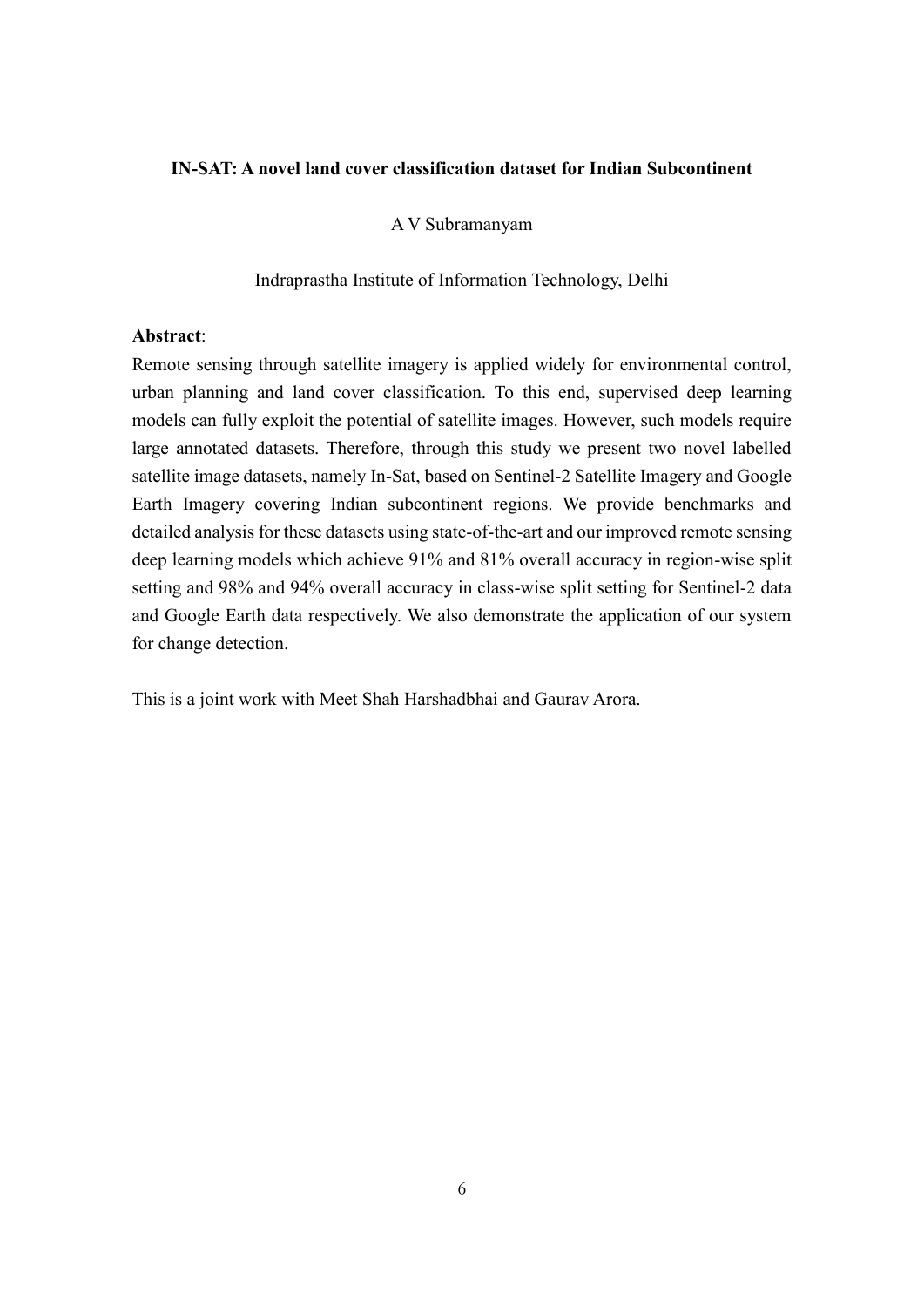**IN-SAT: A novel land cover classification dataset for Indian Subcontinent**

A V Subramanyam

Indraprastha Institute of Information Technology, Delhi

**Abstract**:

Remote sensing through satellite imagery is applied widely for environmental control, urban planning and land cover classification. To this end, supervised deep learning models can fully exploit the potential of satellite images. However, such models require large annotated datasets. Therefore, through this study we present two novel labelled satellite image datasets, namely In-Sat, based on Sentinel-2 Satellite Imagery and Google Earth Imagery covering Indian subcontinent regions. We provide benchmarks and detailed analysis for these datasets using state-of-the-art and our improved remote sensing deep learning models which achieve 91% and 81% overall accuracy in region-wise split setting and 98% and 94% overall accuracy in class-wise split setting for Sentinel-2 data and Google Earth data respectively. We also demonstrate the application of our system for change detection.

This is a joint work with Meet Shah Harshadbhai and Gaurav Arora.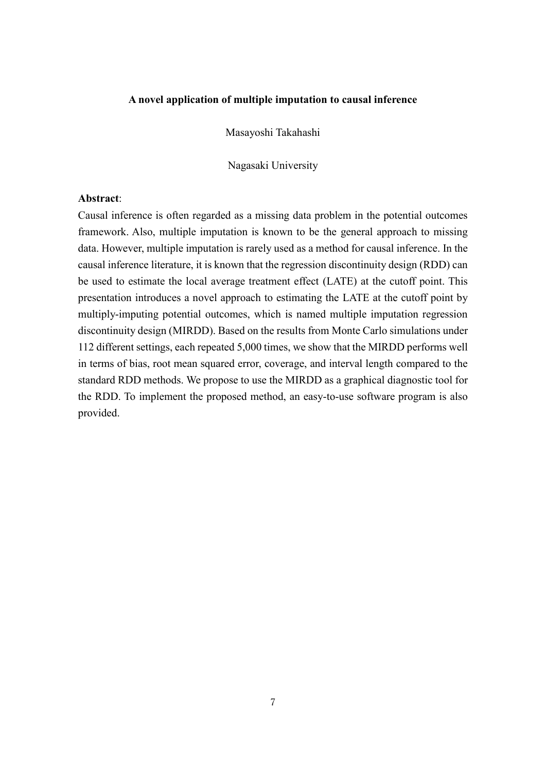**A novel application of multiple imputation to causal inference**

Masayoshi Takahashi

Nagasaki University

**Abstract**:

Causal inference is often regarded as a missing data problem in the potential outcomes framework. Also, multiple imputation is known to be the general approach to missing data. However, multiple imputation is rarely used as a method for causal inference. In the causal inference literature, it is known that the regression discontinuity design (RDD) can be used to estimate the local average treatment effect (LATE) at the cutoff point. This presentation introduces a novel approach to estimating the LATE at the cutoff point by multiply-imputing potential outcomes, which is named multiple imputation regression discontinuity design (MIRDD). Based on the results from Monte Carlo simulations under 112 different settings, each repeated 5,000 times, we show that the MIRDD performs well in terms of bias, root mean squared error, coverage, and interval length compared to the standard RDD methods. We propose to use the MIRDD as a graphical diagnostic tool for the RDD. To implement the proposed method, an easy-to-use software program is also provided.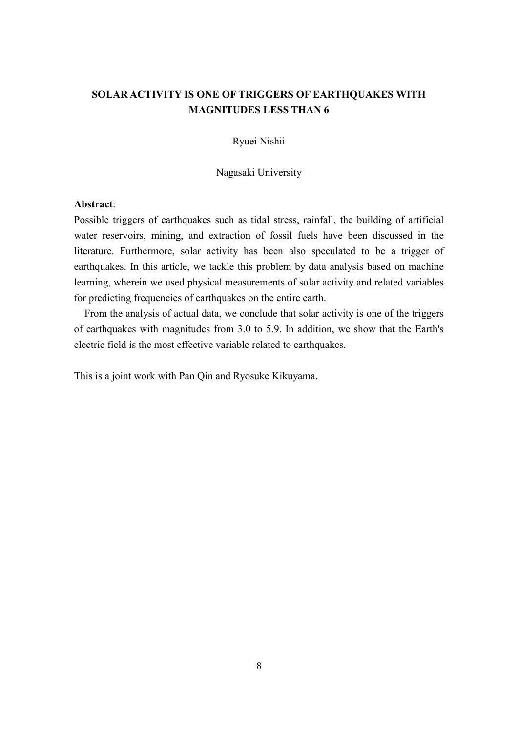## SOLAR ACTIVITY IS ONE OF TRIGGERS OF EARTHQUAKES WITH MAGNITUDES LESS THAN 6

Ryuei Nishii

Nagasaki University

**Abstract**:

Possible triggers of earthquakes such as tidal stress, rainfall, the building of artificial water reservoirs, mining, and extraction of fossil fuels have been discussed in the literature. Furthermore, solar activity has been also speculated to be a trigger of earthquakes. In this article, we tackle this problem by data analysis based on machine learning, wherein we used physical measurements of solar activity and related variables for predicting frequencies of earthquakes on the entire earth.

From the analysis of actual data, we conclude that solar activity is one of the triggers of earthquakes with magnitudes from 3.0 to 5.9. In addition, we show that the Earth's electric field is the most effective variable related to earthquakes.

This is a joint work with Pan Qin and Ryosuke Kikuyama.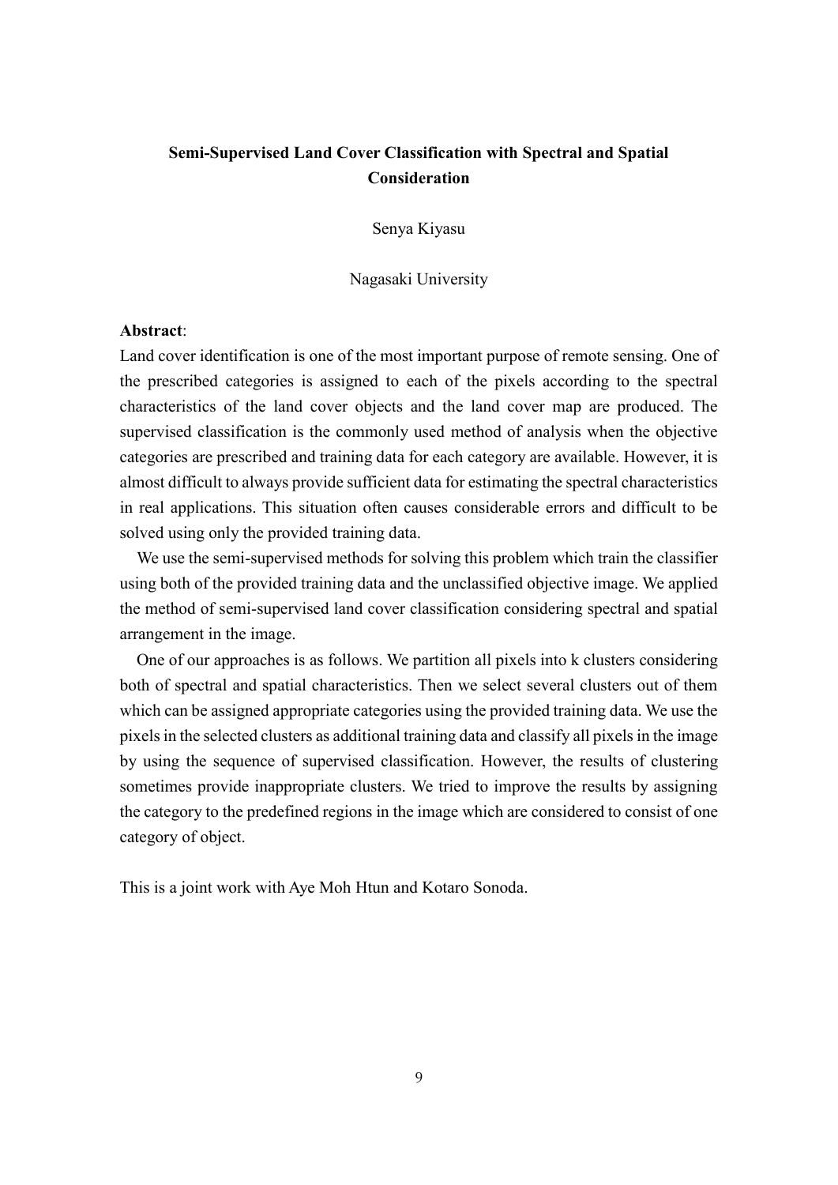# Semi-Supervised Land Cover Classification with Spectral and Spatial Consideration

Senya Kiyasu

Nagasaki University

**Abstract**:

Land cover identification is one of the most important purpose of remote sensing. One of the prescribed categories is assigned to each of the pixels according to the spectral characteristics of the land cover objects and the land cover map are produced. The supervised classification is the commonly used method of analysis when the objective categories are prescribed and training data for each category are available. However, it is almost difficult to always provide sufficient data for estimating the spectral characteristics in real applications. This situation often causes considerable errors and difficult to be solved using only the provided training data.

We use the semi-supervised methods for solving this problem which train the classifier using both of the provided training data and the unclassified objective image. We applied the method of semi-supervised land cover classification considering spectral and spatial arrangement in the image.

One of our approaches is as follows. We partition all pixels into k clusters considering both of spectral and spatial characteristics. Then we select several clusters out of them which can be assigned appropriate categories using the provided training data. We use the pixels in the selected clusters as additional training data and classify all pixels in the image by using the sequence of supervised classification. However, the results of clustering sometimes provide inappropriate clusters. We tried to improve the results by assigning the category to the predefined regions in the image which are considered to consist of one category of object.

This is a joint work with Aye Moh Htun and Kotaro Sonoda.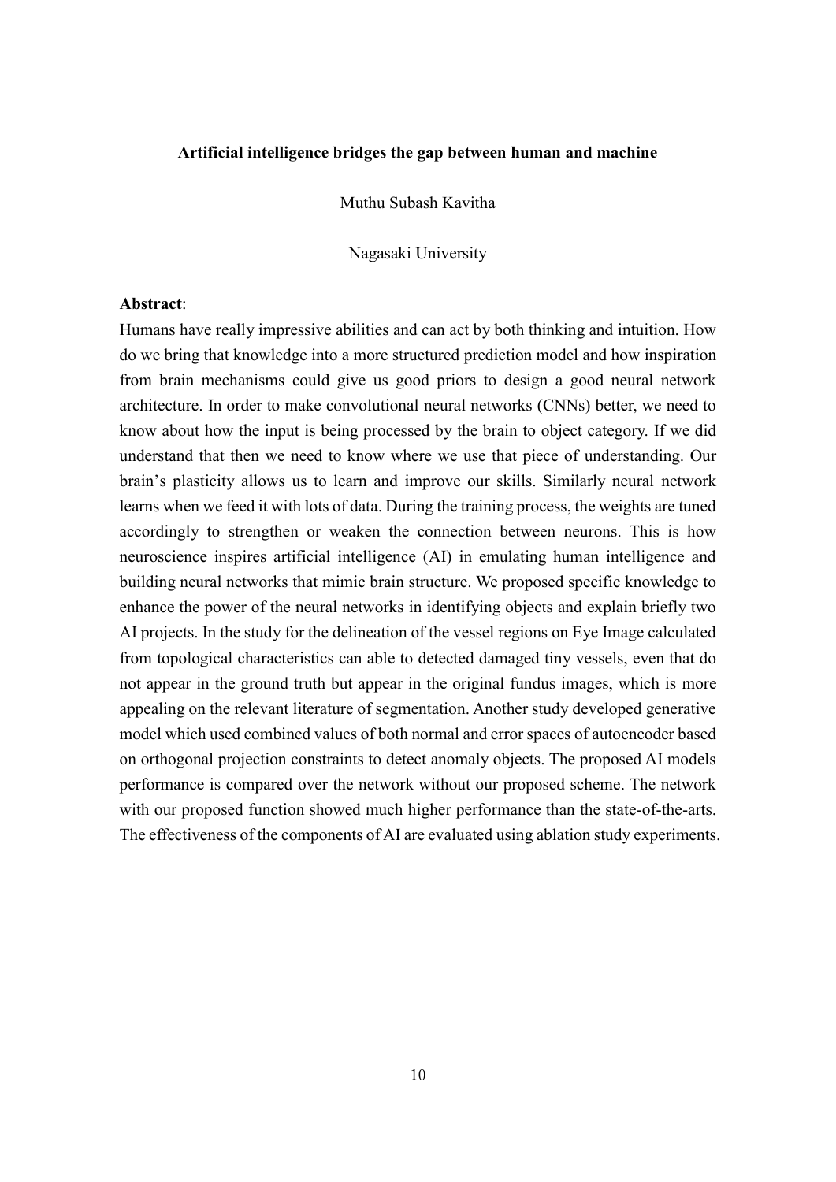**Artificial intelligence bridges the gap between human and machine**

Muthu Subash Kavitha

Nagasaki University

**Abstract**:

Humans have really impressive abilities and can act by both thinking and intuition. How do we bring that knowledge into a more structured prediction model and how inspiration from brain mechanisms could give us good priors to design a good neural network architecture. In order to make convolutional neural networks (CNNs) better, we need to know about how the input is being processed by the brain to object category. If we did understand that then we need to know where we use that piece of understanding. Our brain's plasticity allows us to learn and improve our skills. Similarly neural network learns when we feed it with lots of data. During the training process, the weights are tuned accordingly to strengthen or weaken the connection between neurons. This is how neuroscience inspires artificial intelligence (AI) in emulating human intelligence and building neural networks that mimic brain structure. We proposed specific knowledge to enhance the power of the neural networks in identifying objects and explain briefly two AI projects. In the study for the delineation of the vessel regions on Eye Image calculated from topological characteristics can able to detected damaged tiny vessels, even that do not appear in the ground truth but appear in the original fundus images, which is more appealing on the relevant literature of segmentation. Another study developed generative model which used combined values of both normal and error spaces of autoencoder based on orthogonal projection constraints to detect anomaly objects. The proposed AI models performance is compared over the network without our proposed scheme. The network with our proposed function showed much higher performance than the state-of-the-arts. The effectiveness of the components of AI are evaluated using ablation study experiments.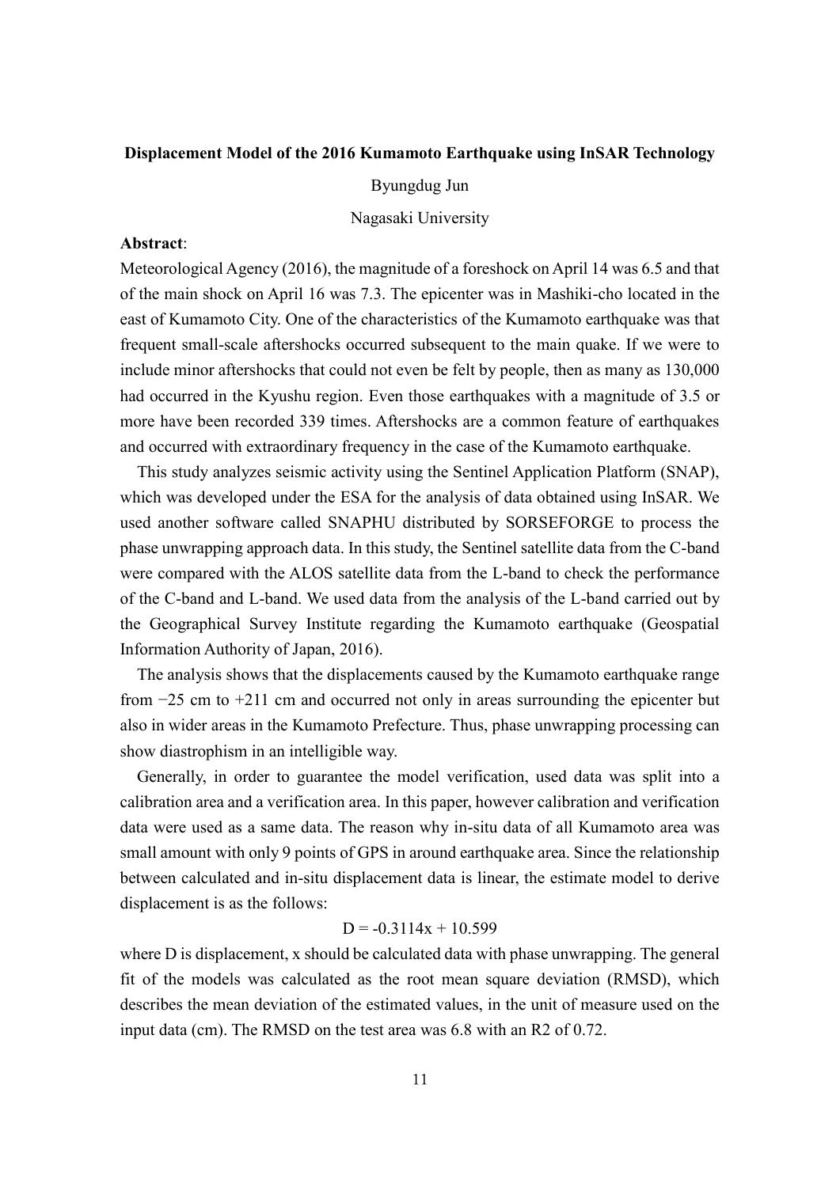**Displacement Model of the 2016 Kumamoto Earthquake using InSAR Technology**

Byungdug Jun

Nagasaki University

**Abstract**:

Meteorological Agency (2016), the magnitude of a foreshock on April 14 was 6.5 and that of the main shock on April 16 was 7.3. The epicenter was in Mashiki-cho located in the east of Kumamoto City. One of the characteristics of the Kumamoto earthquake was that frequent small-scale aftershocks occurred subsequent to the main quake. If we were to include minor aftershocks that could not even be felt by people, then as many as 130,000 had occurred in the Kyushu region. Even those earthquakes with a magnitude of 3.5 or more have been recorded 339 times. Aftershocks are a common feature of earthquakes and occurred with extraordinary frequency in the case of the Kumamoto earthquake.

This study analyzes seismic activity using the Sentinel Application Platform (SNAP), which was developed under the ESA for the analysis of data obtained using InSAR. We used another software called SNAPHU distributed by SORSEFORGE to process the phase unwrapping approach data. In this study, the Sentinel satellite data from the C-band were compared with the ALOS satellite data from the L-band to check the performance of the C-band and L-band. We used data from the analysis of the L-band carried out by the Geographical Survey Institute regarding the Kumamoto earthquake (Geospatial Information Authority of Japan, 2016).

The analysis shows that the displacements caused by the Kumamoto earthquake range from −25 cm to +211 cm and occurred not only in areas surrounding the epicenter but also in wider areas in the Kumamoto Prefecture. Thus, phase unwrapping processing can show diastrophism in an intelligible way.

Generally, in order to guarantee the model verification, used data was split into a calibration area and a verification area. In this paper, however calibration and verification data were used as a same data. The reason why in-situ data of all Kumamoto area was small amount with only 9 points of GPS in around earthquake area. Since the relationship between calculated and in-situ displacement data is linear, the estimate model to derive displacement is as the follows:

$$D = -0.3114x + 10.599$$

where D is displacement, x should be calculated data with phase unwrapping. The general fit of the models was calculated as the root mean square deviation (RMSD), which describes the mean deviation of the estimated values, in the unit of measure used on the input data (cm). The RMSD on the test area was 6.8 with an $R2$ of 0.72.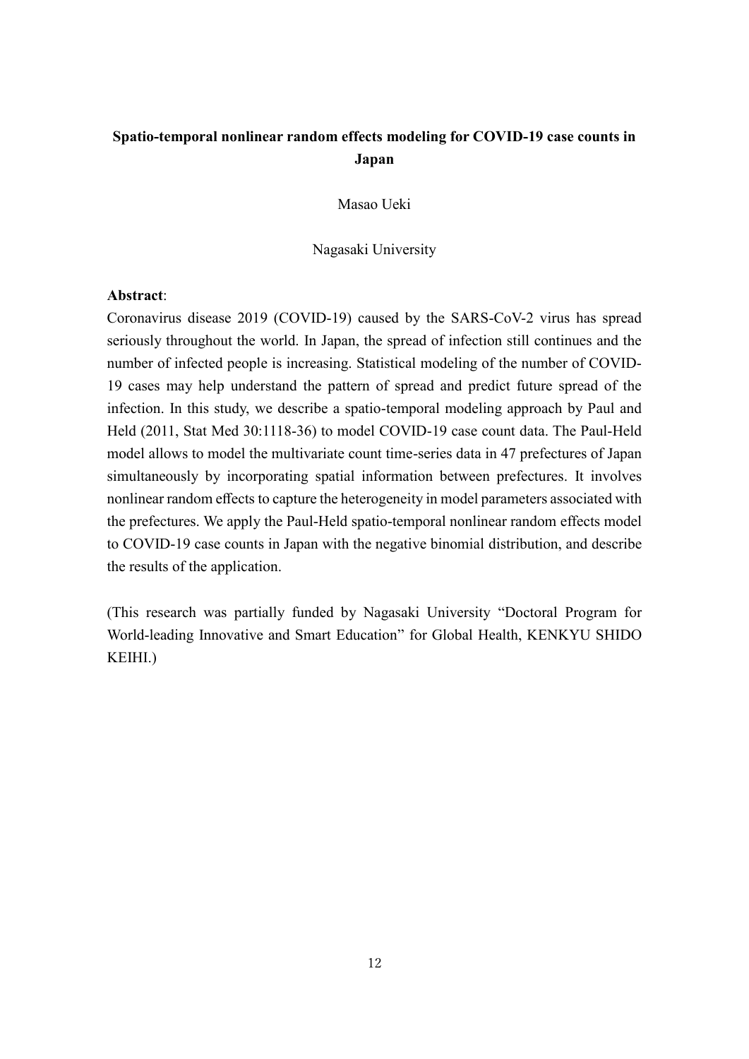# Spatio-temporal nonlinear random effects modeling for COVID-19 case counts in Japan

Masao Ueki

Nagasaki University

**Abstract**:

Coronavirus disease 2019 (COVID-19) caused by the SARS-CoV-2 virus has spread seriously throughout the world. In Japan, the spread of infection still continues and the number of infected people is increasing. Statistical modeling of the number of COVID-19 cases may help understand the pattern of spread and predict future spread of the infection. In this study, we describe a spatio-temporal modeling approach by Paul and Held (2011, Stat Med 30:1118-36) to model COVID-19 case count data. The Paul-Held model allows to model the multivariate count time-series data in 47 prefectures of Japan simultaneously by incorporating spatial information between prefectures. It involves nonlinear random effects to capture the heterogeneity in model parameters associated with the prefectures. We apply the Paul-Held spatio-temporal nonlinear random effects model to COVID-19 case counts in Japan with the negative binomial distribution, and describe the results of the application.

(This research was partially funded by Nagasaki University "Doctoral Program for World-leading Innovative and Smart Education" for Global Health, KENKYU SHIDO KEIHI.)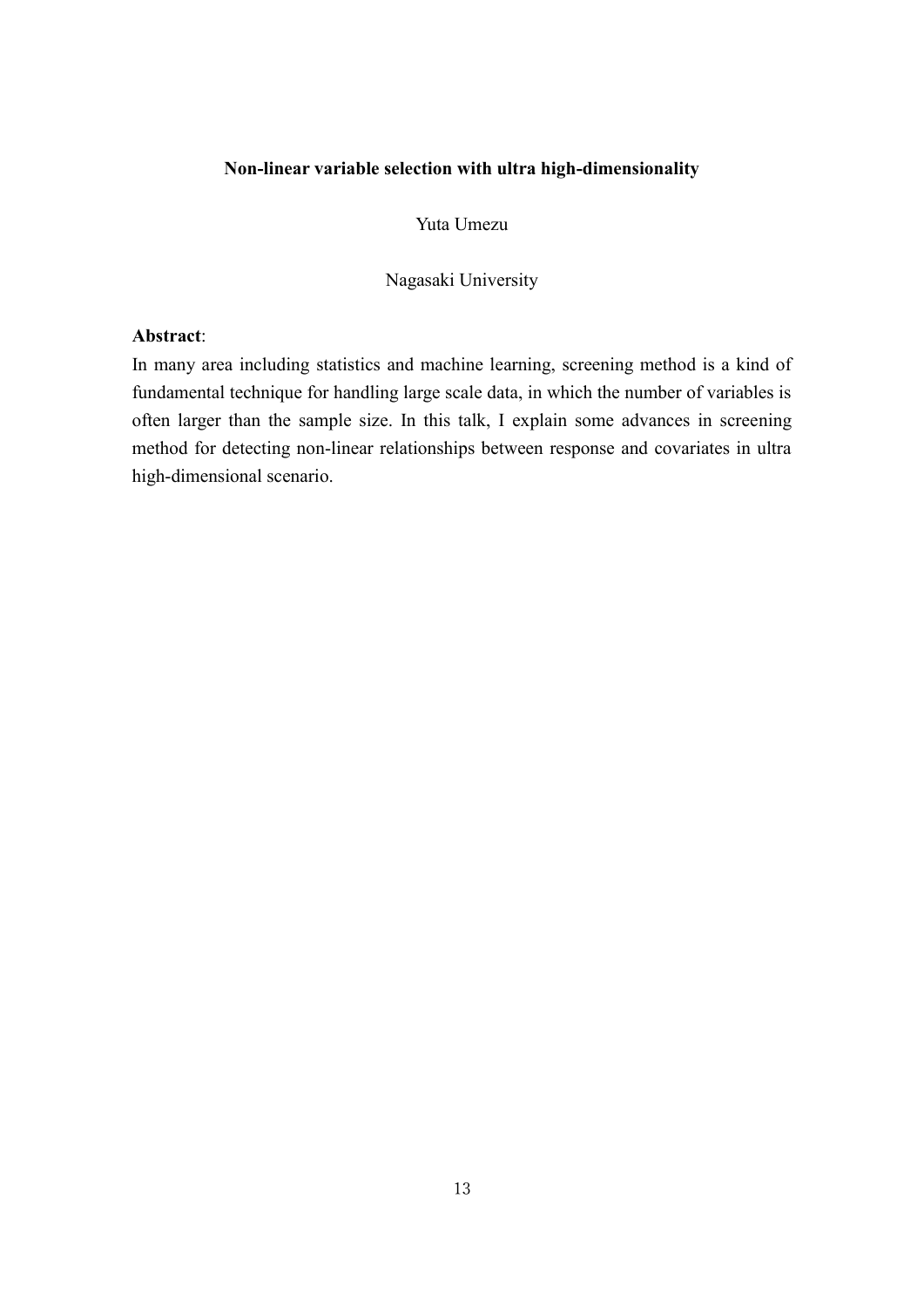**Non-linear variable selection with ultra high-dimensionality**

Yuta Umezu

Nagasaki University

**Abstract**:

In many area including statistics and machine learning, screening method is a kind of fundamental technique for handling large scale data, in which the number of variables is often larger than the sample size. In this talk, I explain some advances in screening method for detecting non-linear relationships between response and covariates in ultra high-dimensional scenario.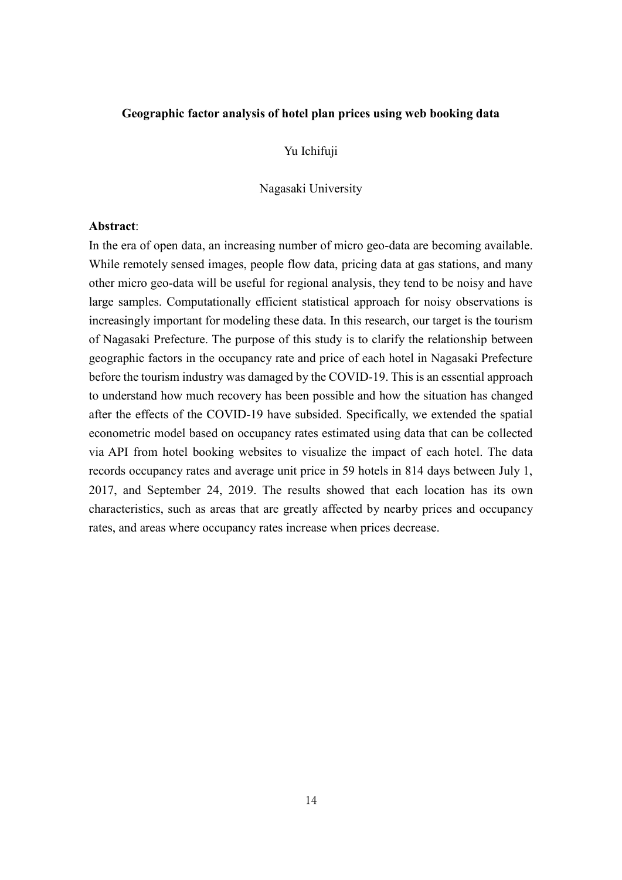**Geographic factor analysis of hotel plan prices using web booking data**

Yu Ichifuji

Nagasaki University

**Abstract**:

In the era of open data, an increasing number of micro geo-data are becoming available. While remotely sensed images, people flow data, pricing data at gas stations, and many other micro geo-data will be useful for regional analysis, they tend to be noisy and have large samples. Computationally efficient statistical approach for noisy observations is increasingly important for modeling these data. In this research, our target is the tourism of Nagasaki Prefecture. The purpose of this study is to clarify the relationship between geographic factors in the occupancy rate and price of each hotel in Nagasaki Prefecture before the tourism industry was damaged by the COVID-19. This is an essential approach to understand how much recovery has been possible and how the situation has changed after the effects of the COVID-19 have subsided. Specifically, we extended the spatial econometric model based on occupancy rates estimated using data that can be collected via API from hotel booking websites to visualize the impact of each hotel. The data records occupancy rates and average unit price in 59 hotels in 814 days between July 1, 2017, and September 24, 2019. The results showed that each location has its own characteristics, such as areas that are greatly affected by nearby prices and occupancy rates, and areas where occupancy rates increase when prices decrease.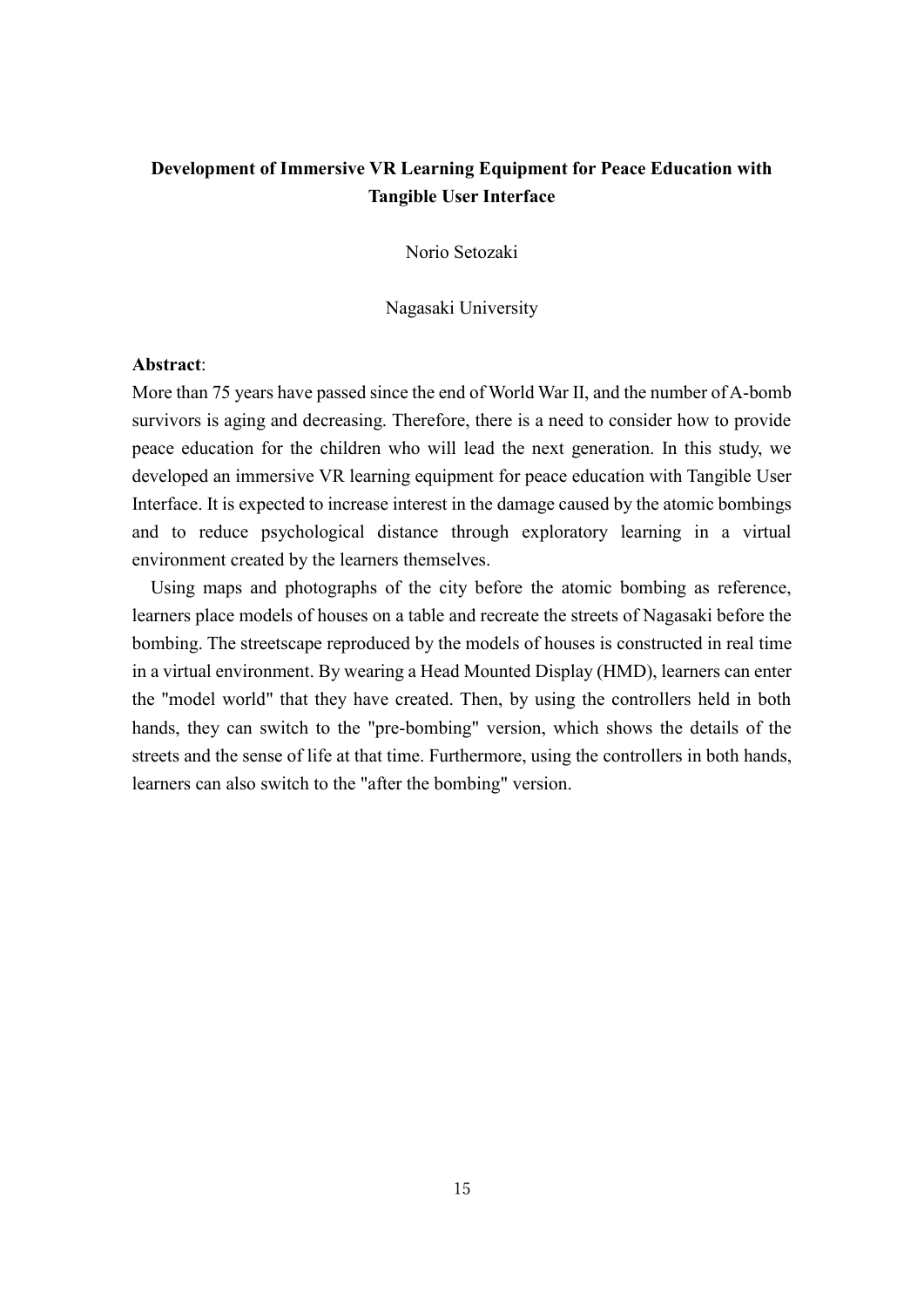# Development of Immersive VR Learning Equipment for Peace Education with Tangible User Interface

Norio Setozaki

Nagasaki University

**Abstract**:

More than 75 years have passed since the end of World War II, and the number of A-bomb survivors is aging and decreasing. Therefore, there is a need to consider how to provide peace education for the children who will lead the next generation. In this study, we developed an immersive VR learning equipment for peace education with Tangible User Interface. It is expected to increase interest in the damage caused by the atomic bombings and to reduce psychological distance through exploratory learning in a virtual environment created by the learners themselves.

Using maps and photographs of the city before the atomic bombing as reference, learners place models of houses on a table and recreate the streets of Nagasaki before the bombing. The streetscape reproduced by the models of houses is constructed in real time in a virtual environment. By wearing a Head Mounted Display (HMD), learners can enter the "model world" that they have created. Then, by using the controllers held in both hands, they can switch to the "pre-bombing" version, which shows the details of the streets and the sense of life at that time. Furthermore, using the controllers in both hands, learners can also switch to the "after the bombing" version.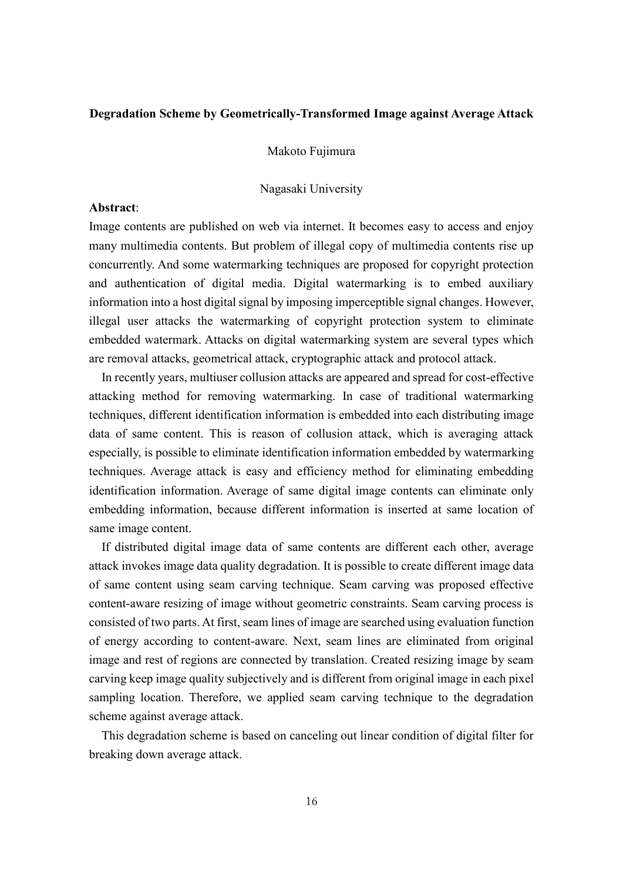**Degradation Scheme by Geometrically-Transformed Image against Average Attack**

Makoto Fujimura

Nagasaki University

**Abstract**:

Image contents are published on web via internet. It becomes easy to access and enjoy many multimedia contents. But problem of illegal copy of multimedia contents rise up concurrently. And some watermarking techniques are proposed for copyright protection and authentication of digital media. Digital watermarking is to embed auxiliary information into a host digital signal by imposing imperceptible signal changes. However, illegal user attacks the watermarking of copyright protection system to eliminate embedded watermark. Attacks on digital watermarking system are several types which are removal attacks, geometrical attack, cryptographic attack and protocol attack.

In recently years, multiuser collusion attacks are appeared and spread for cost-effective attacking method for removing watermarking. In case of traditional watermarking techniques, different identification information is embedded into each distributing image data of same content. This is reason of collusion attack, which is averaging attack especially, is possible to eliminate identification information embedded by watermarking techniques. Average attack is easy and efficiency method for eliminating embedding identification information. Average of same digital image contents can eliminate only embedding information, because different information is inserted at same location of same image content.

If distributed digital image data of same contents are different each other, average attack invokes image data quality degradation. It is possible to create different image data of same content using seam carving technique. Seam carving was proposed effective content-aware resizing of image without geometric constraints. Seam carving process is consisted of two parts. At first, seam lines of image are searched using evaluation function of energy according to content-aware. Next, seam lines are eliminated from original image and rest of regions are connected by translation. Created resizing image by seam carving keep image quality subjectively and is different from original image in each pixel sampling location. Therefore, we applied seam carving technique to the degradation scheme against average attack.

This degradation scheme is based on canceling out linear condition of digital filter for breaking down average attack.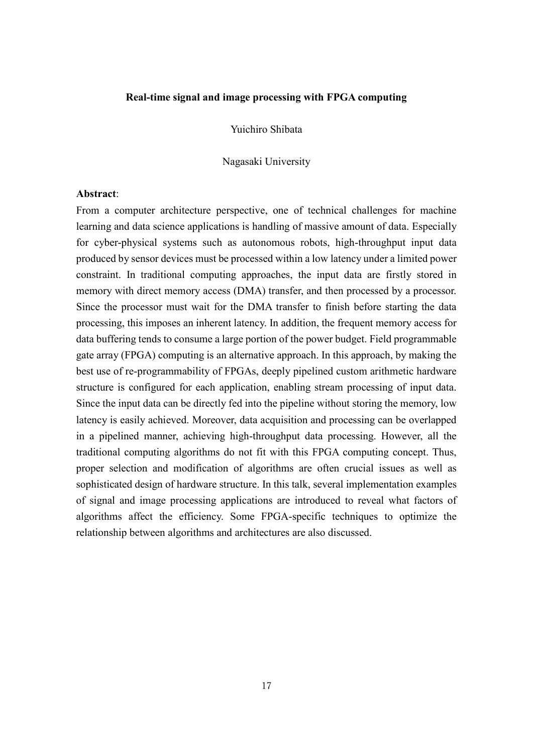**Real-time signal and image processing with FPGA computing**

Yuichiro Shibata

Nagasaki University

**Abstract**:

From a computer architecture perspective, one of technical challenges for machine learning and data science applications is handling of massive amount of data. Especially for cyber-physical systems such as autonomous robots, high-throughput input data produced by sensor devices must be processed within a low latency under a limited power constraint. In traditional computing approaches, the input data are firstly stored in memory with direct memory access (DMA) transfer, and then processed by a processor. Since the processor must wait for the DMA transfer to finish before starting the data processing, this imposes an inherent latency. In addition, the frequent memory access for data buffering tends to consume a large portion of the power budget. Field programmable gate array (FPGA) computing is an alternative approach. In this approach, by making the best use of re-programmability of FPGAs, deeply pipelined custom arithmetic hardware structure is configured for each application, enabling stream processing of input data. Since the input data can be directly fed into the pipeline without storing the memory, low latency is easily achieved. Moreover, data acquisition and processing can be overlapped in a pipelined manner, achieving high-throughput data processing. However, all the traditional computing algorithms do not fit with this FPGA computing concept. Thus, proper selection and modification of algorithms are often crucial issues as well as sophisticated design of hardware structure. In this talk, several implementation examples of signal and image processing applications are introduced to reveal what factors of algorithms affect the efficiency. Some FPGA-specific techniques to optimize the relationship between algorithms and architectures are also discussed.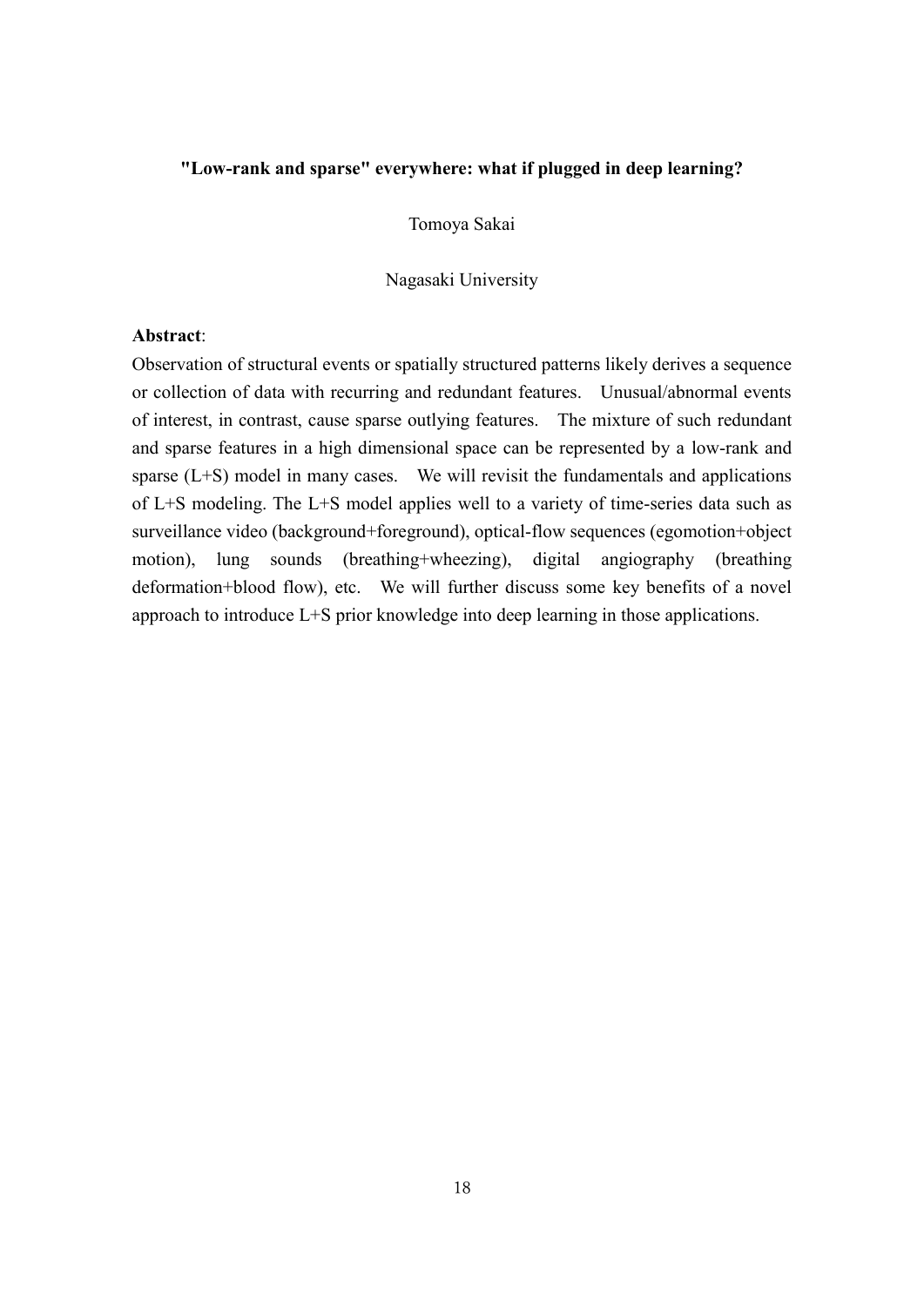**"Low-rank and sparse" everywhere: what if plugged in deep learning?**

Tomoya Sakai

Nagasaki University

**Abstract**:

Observation of structural events or spatially structured patterns likely derives a sequence or collection of data with recurring and redundant features. Unusual/abnormal events of interest, in contrast, cause sparse outlying features. The mixture of such redundant and sparse features in a high dimensional space can be represented by a low-rank and sparse (L+S) model in many cases. We will revisit the fundamentals and applications of L+S modeling. The L+S model applies well to a variety of time-series data such as surveillance video (background+foreground), optical-flow sequences (egomotion+object motion), lung sounds (breathing+wheezing), digital angiography (breathing deformation+blood flow), etc. We will further discuss some key benefits of a novel approach to introduce L+S prior knowledge into deep learning in those applications.